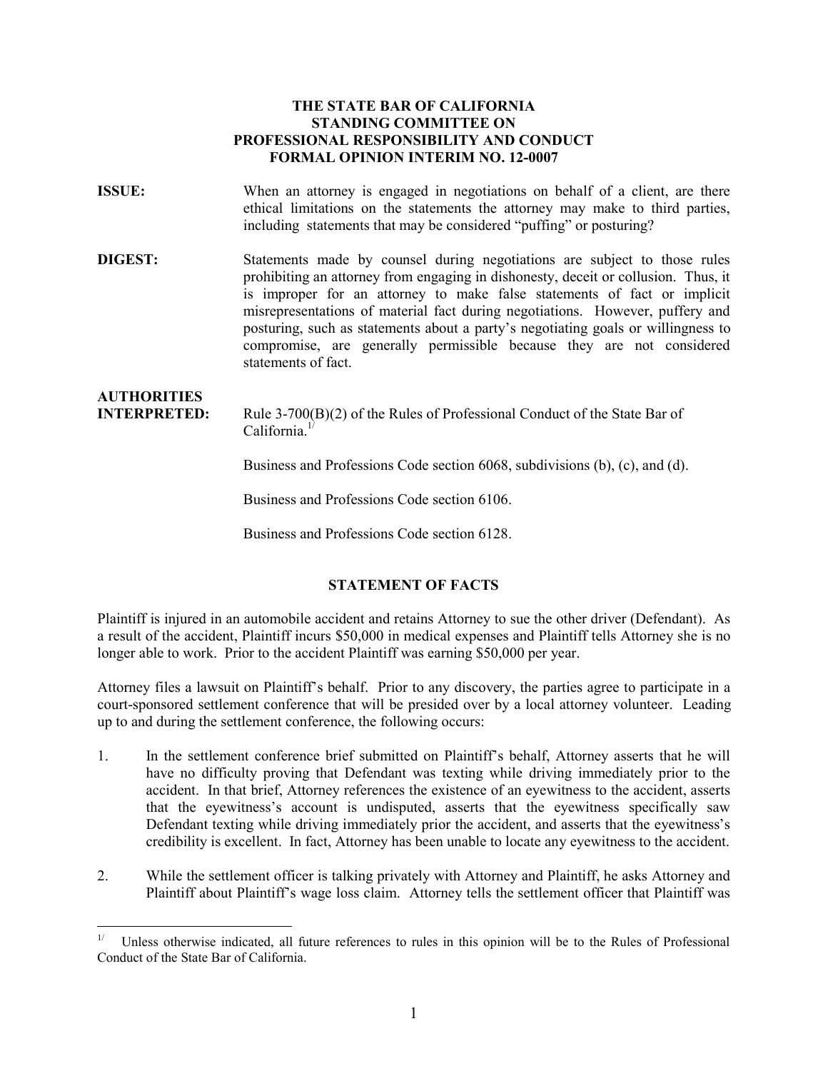**THE STATE BAR OF CALIFORNIA**
**STANDING COMMITTEE ON**
**PROFESSIONAL RESPONSIBILITY AND CONDUCT**
**FORMAL OPINION INTERIM NO. 12-0007**

**ISSUE:** When an attorney is engaged in negotiations on behalf of a client, are there ethical limitations on the statements the attorney may make to third parties, including statements that may be considered "puffing" or posturing?

**DIGEST:** Statements made by counsel during negotiations are subject to those rules prohibiting an attorney from engaging in dishonesty, deceit or collusion. Thus, it is improper for an attorney to make false statements of fact or implicit misrepresentations of material fact during negotiations. However, puffery and posturing, such as statements about a party's negotiating goals or willingness to compromise, are generally permissible because they are not considered statements of fact.

**AUTHORITIES INTERPRETED:** Rule 3-700(B)(2) of the Rules of Professional Conduct of the State Bar of California.[1/]

Business and Professions Code section 6068, subdivisions (b), (c), and (d).

Business and Professions Code section 6106.

Business and Professions Code section 6128.

## STATEMENT OF FACTS

Plaintiff is injured in an automobile accident and retains Attorney to sue the other driver (Defendant). As a result of the accident, Plaintiff incurs $50,000 in medical expenses and Plaintiff tells Attorney she is no longer able to work. Prior to the accident Plaintiff was earning $50,000 per year.

Attorney files a lawsuit on Plaintiff's behalf. Prior to any discovery, the parties agree to participate in a court-sponsored settlement conference that will be presided over by a local attorney volunteer. Leading up to and during the settlement conference, the following occurs:

1. In the settlement conference brief submitted on Plaintiff's behalf, Attorney asserts that he will have no difficulty proving that Defendant was texting while driving immediately prior to the accident. In that brief, Attorney references the existence of an eyewitness to the accident, asserts that the eyewitness's account is undisputed, asserts that the eyewitness specifically saw Defendant texting while driving immediately prior the accident, and asserts that the eyewitness's credibility is excellent. In fact, Attorney has been unable to locate any eyewitness to the accident.

2. While the settlement officer is talking privately with Attorney and Plaintiff, he asks Attorney and Plaintiff about Plaintiff's wage loss claim. Attorney tells the settlement officer that Plaintiff was

---

[1/] Unless otherwise indicated, all future references to rules in this opinion will be to the Rules of Professional Conduct of the State Bar of California.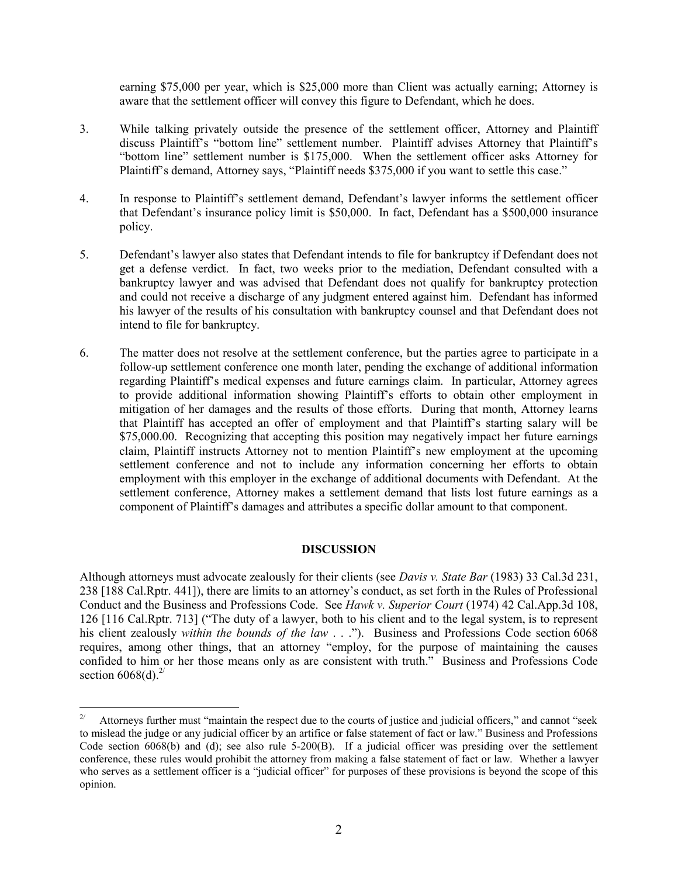earning $75,000 per year, which is $25,000 more than Client was actually earning; Attorney is aware that the settlement officer will convey this figure to Defendant, which he does.

3. While talking privately outside the presence of the settlement officer, Attorney and Plaintiff discuss Plaintiff's "bottom line" settlement number. Plaintiff advises Attorney that Plaintiff's "bottom line" settlement number is $175,000. When the settlement officer asks Attorney for Plaintiff's demand, Attorney says, "Plaintiff needs $375,000 if you want to settle this case."

4. In response to Plaintiff's settlement demand, Defendant's lawyer informs the settlement officer that Defendant's insurance policy limit is $50,000. In fact, Defendant has a $500,000 insurance policy.

5. Defendant's lawyer also states that Defendant intends to file for bankruptcy if Defendant does not get a defense verdict. In fact, two weeks prior to the mediation, Defendant consulted with a bankruptcy lawyer and was advised that Defendant does not qualify for bankruptcy protection and could not receive a discharge of any judgment entered against him. Defendant has informed his lawyer of the results of his consultation with bankruptcy counsel and that Defendant does not intend to file for bankruptcy.

6. The matter does not resolve at the settlement conference, but the parties agree to participate in a follow-up settlement conference one month later, pending the exchange of additional information regarding Plaintiff's medical expenses and future earnings claim. In particular, Attorney agrees to provide additional information showing Plaintiff's efforts to obtain other employment in mitigation of her damages and the results of those efforts. During that month, Attorney learns that Plaintiff has accepted an offer of employment and that Plaintiff's starting salary will be $75,000.00. Recognizing that accepting this position may negatively impact her future earnings claim, Plaintiff instructs Attorney not to mention Plaintiff's new employment at the upcoming settlement conference and not to include any information concerning her efforts to obtain employment with this employer in the exchange of additional documents with Defendant. At the settlement conference, Attorney makes a settlement demand that lists lost future earnings as a component of Plaintiff's damages and attributes a specific dollar amount to that component.

## DISCUSSION

Although attorneys must advocate zealously for their clients (see *Davis v. State Bar* (1983) 33 Cal.3d 231, 238 [188 Cal.Rptr. 441]), there are limits to an attorney's conduct, as set forth in the Rules of Professional Conduct and the Business and Professions Code. See *Hawk v. Superior Court* (1974) 42 Cal.App.3d 108, 126 [116 Cal.Rptr. 713] ("The duty of a lawyer, both to his client and to the legal system, is to represent his client zealously *within the bounds of the law* . . ."). Business and Professions Code section 6068 requires, among other things, that an attorney "employ, for the purpose of maintaining the causes confided to him or her those means only as are consistent with truth." Business and Professions Code section 6068(d).[2]

---

[2] Attorneys further must "maintain the respect due to the courts of justice and judicial officers," and cannot "seek to mislead the judge or any judicial officer by an artifice or false statement of fact or law." Business and Professions Code section 6068(b) and (d); see also rule 5-200(B). If a judicial officer was presiding over the settlement conference, these rules would prohibit the attorney from making a false statement of fact or law. Whether a lawyer who serves as a settlement officer is a "judicial officer" for purposes of these provisions is beyond the scope of this opinion.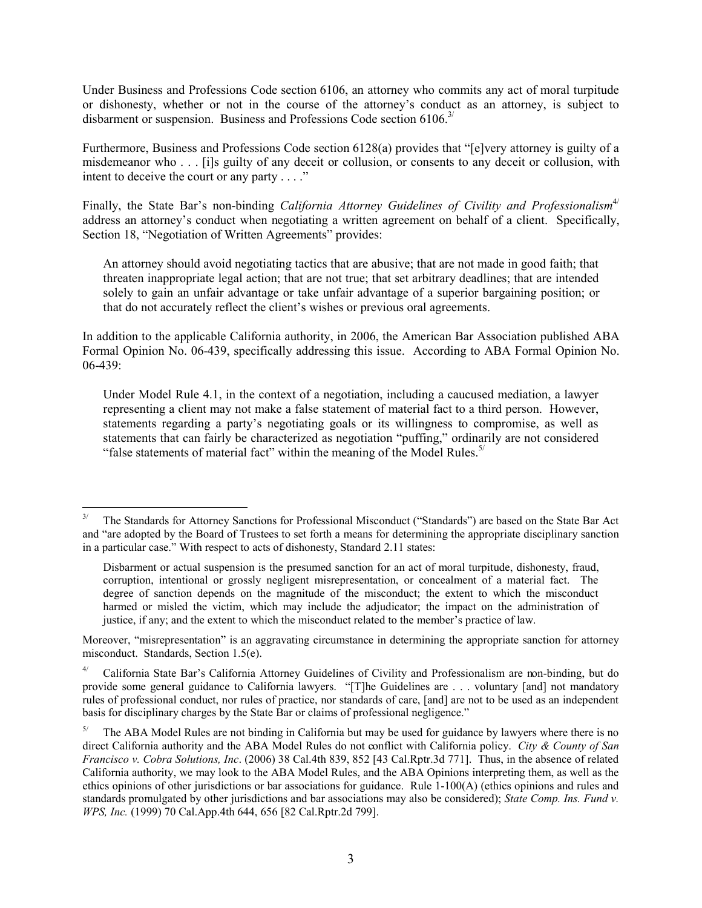Under Business and Professions Code section 6106, an attorney who commits any act of moral turpitude or dishonesty, whether or not in the course of the attorney's conduct as an attorney, is subject to disbarment or suspension. Business and Professions Code section 6106.[3]

Furthermore, Business and Professions Code section 6128(a) provides that "[e]very attorney is guilty of a misdemeanor who . . . [i]s guilty of any deceit or collusion, or consents to any deceit or collusion, with intent to deceive the court or any party . . . ."

Finally, the State Bar's non-binding *California Attorney Guidelines of Civility and Professionalism*[4] address an attorney's conduct when negotiating a written agreement on behalf of a client. Specifically, Section 18, "Negotiation of Written Agreements" provides:

> An attorney should avoid negotiating tactics that are abusive; that are not made in good faith; that threaten inappropriate legal action; that are not true; that set arbitrary deadlines; that are intended solely to gain an unfair advantage or take unfair advantage of a superior bargaining position; or that do not accurately reflect the client's wishes or previous oral agreements.

In addition to the applicable California authority, in 2006, the American Bar Association published ABA Formal Opinion No. 06-439, specifically addressing this issue. According to ABA Formal Opinion No. 06-439:

> Under Model Rule 4.1, in the context of a negotiation, including a caucused mediation, a lawyer representing a client may not make a false statement of material fact to a third person. However, statements regarding a party's negotiating goals or its willingness to compromise, as well as statements that can fairly be characterized as negotiation "puffing," ordinarily are not considered "false statements of material fact" within the meaning of the Model Rules.[5]

---

[3] The Standards for Attorney Sanctions for Professional Misconduct ("Standards") are based on the State Bar Act and "are adopted by the Board of Trustees to set forth a means for determining the appropriate disciplinary sanction in a particular case." With respect to acts of dishonesty, Standard 2.11 states:

> Disbarment or actual suspension is the presumed sanction for an act of moral turpitude, dishonesty, fraud, corruption, intentional or grossly negligent misrepresentation, or concealment of a material fact. The degree of sanction depends on the magnitude of the misconduct; the extent to which the misconduct harmed or misled the victim, which may include the adjudicator; the impact on the administration of justice, if any; and the extent to which the misconduct related to the member's practice of law.

Moreover, "misrepresentation" is an aggravating circumstance in determining the appropriate sanction for attorney misconduct. Standards, Section 1.5(e).

[4] California State Bar's California Attorney Guidelines of Civility and Professionalism are non-binding, but do provide some general guidance to California lawyers. "[T]he Guidelines are . . . voluntary [and] not mandatory rules of professional conduct, nor rules of practice, nor standards of care, [and] are not to be used as an independent basis for disciplinary charges by the State Bar or claims of professional negligence."

[5] The ABA Model Rules are not binding in California but may be used for guidance by lawyers where there is no direct California authority and the ABA Model Rules do not conflict with California policy. *City & County of San Francisco v. Cobra Solutions, Inc*. (2006) 38 Cal.4th 839, 852 [43 Cal.Rptr.3d 771]. Thus, in the absence of related California authority, we may look to the ABA Model Rules, and the ABA Opinions interpreting them, as well as the ethics opinions of other jurisdictions or bar associations for guidance. Rule 1-100(A) (ethics opinions and rules and standards promulgated by other jurisdictions and bar associations may also be considered); *State Comp. Ins. Fund v. WPS, Inc.* (1999) 70 Cal.App.4th 644, 656 [82 Cal.Rptr.2d 799].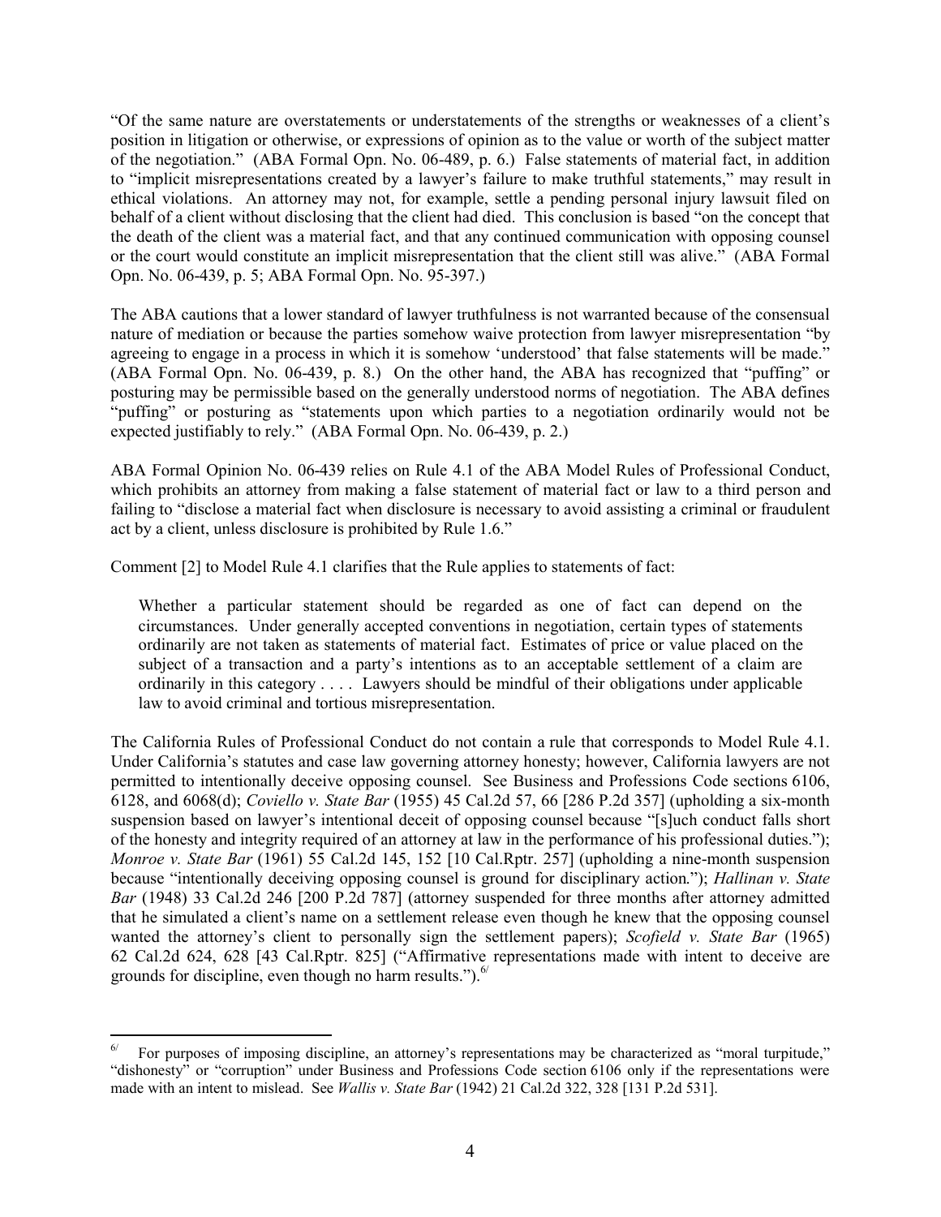"Of the same nature are overstatements or understatements of the strengths or weaknesses of a client's position in litigation or otherwise, or expressions of opinion as to the value or worth of the subject matter of the negotiation." (ABA Formal Opn. No. 06-489, p. 6.) False statements of material fact, in addition to "implicit misrepresentations created by a lawyer's failure to make truthful statements," may result in ethical violations. An attorney may not, for example, settle a pending personal injury lawsuit filed on behalf of a client without disclosing that the client had died. This conclusion is based "on the concept that the death of the client was a material fact, and that any continued communication with opposing counsel or the court would constitute an implicit misrepresentation that the client still was alive." (ABA Formal Opn. No. 06-439, p. 5; ABA Formal Opn. No. 95-397.)

The ABA cautions that a lower standard of lawyer truthfulness is not warranted because of the consensual nature of mediation or because the parties somehow waive protection from lawyer misrepresentation "by agreeing to engage in a process in which it is somehow 'understood' that false statements will be made." (ABA Formal Opn. No. 06-439, p. 8.) On the other hand, the ABA has recognized that "puffing" or posturing may be permissible based on the generally understood norms of negotiation. The ABA defines "puffing" or posturing as "statements upon which parties to a negotiation ordinarily would not be expected justifiably to rely." (ABA Formal Opn. No. 06-439, p. 2.)

ABA Formal Opinion No. 06-439 relies on Rule 4.1 of the ABA Model Rules of Professional Conduct, which prohibits an attorney from making a false statement of material fact or law to a third person and failing to "disclose a material fact when disclosure is necessary to avoid assisting a criminal or fraudulent act by a client, unless disclosure is prohibited by Rule 1.6."

Comment [2] to Model Rule 4.1 clarifies that the Rule applies to statements of fact:

> Whether a particular statement should be regarded as one of fact can depend on the circumstances. Under generally accepted conventions in negotiation, certain types of statements ordinarily are not taken as statements of material fact. Estimates of price or value placed on the subject of a transaction and a party's intentions as to an acceptable settlement of a claim are ordinarily in this category . . . . Lawyers should be mindful of their obligations under applicable law to avoid criminal and tortious misrepresentation.

The California Rules of Professional Conduct do not contain a rule that corresponds to Model Rule 4.1. Under California's statutes and case law governing attorney honesty; however, California lawyers are not permitted to intentionally deceive opposing counsel. See Business and Professions Code sections 6106, 6128, and 6068(d); *Coviello v. State Bar* (1955) 45 Cal.2d 57, 66 [286 P.2d 357] (upholding a six-month suspension based on lawyer's intentional deceit of opposing counsel because "[s]uch conduct falls short of the honesty and integrity required of an attorney at law in the performance of his professional duties."); *Monroe v. State Bar* (1961) 55 Cal.2d 145, 152 [10 Cal.Rptr. 257] (upholding a nine-month suspension because "intentionally deceiving opposing counsel is ground for disciplinary action."); *Hallinan v. State Bar* (1948) 33 Cal.2d 246 [200 P.2d 787] (attorney suspended for three months after attorney admitted that he simulated a client's name on a settlement release even though he knew that the opposing counsel wanted the attorney's client to personally sign the settlement papers); *Scofield v. State Bar* (1965) 62 Cal.2d 624, 628 [43 Cal.Rptr. 825] ("Affirmative representations made with intent to deceive are grounds for discipline, even though no harm results.").[6/]

---

[6/] For purposes of imposing discipline, an attorney's representations may be characterized as "moral turpitude," "dishonesty" or "corruption" under Business and Professions Code section 6106 only if the representations were made with an intent to mislead. See *Wallis v. State Bar* (1942) 21 Cal.2d 322, 328 [131 P.2d 531].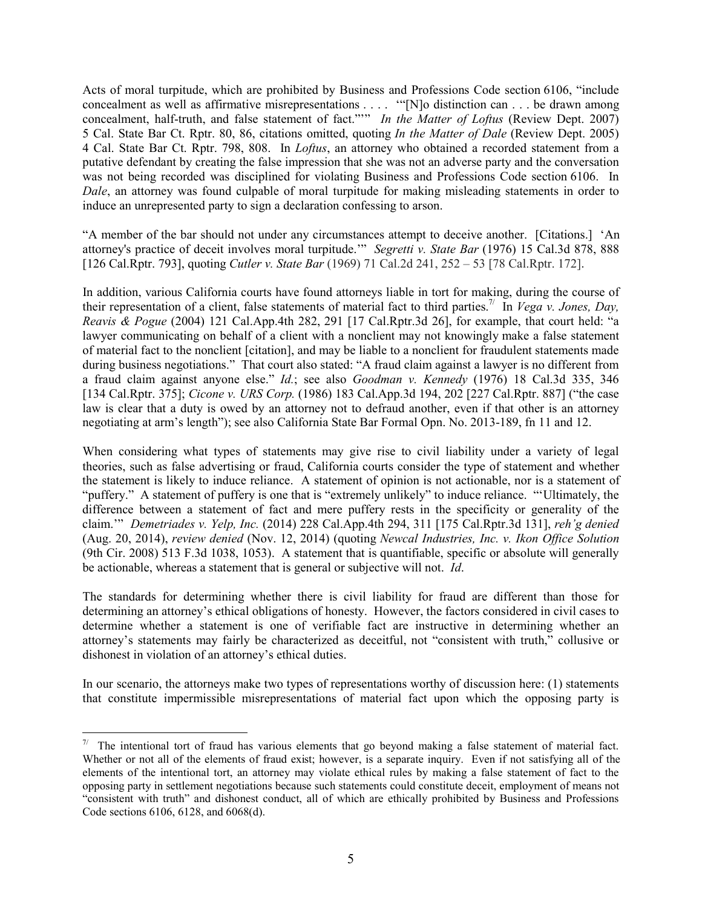Acts of moral turpitude, which are prohibited by Business and Professions Code section 6106, "include concealment as well as affirmative misrepresentations . . . . '"[N]o distinction can . . . be drawn among concealment, half-truth, and false statement of fact."'" *In the Matter of Loftus* (Review Dept. 2007) 5 Cal. State Bar Ct. Rptr. 80, 86, citations omitted, quoting *In the Matter of Dale* (Review Dept. 2005) 4 Cal. State Bar Ct. Rptr. 798, 808. In *Loftus*, an attorney who obtained a recorded statement from a putative defendant by creating the false impression that she was not an adverse party and the conversation was not being recorded was disciplined for violating Business and Professions Code section 6106. In *Dale*, an attorney was found culpable of moral turpitude for making misleading statements in order to induce an unrepresented party to sign a declaration confessing to arson.

"A member of the bar should not under any circumstances attempt to deceive another. [Citations.] 'An attorney's practice of deceit involves moral turpitude.'" *Segretti v. State Bar* (1976) 15 Cal.3d 878, 888 [126 Cal.Rptr. 793], quoting *Cutler v. State Bar* (1969) 71 Cal.2d 241, 252 – 53 [78 Cal.Rptr. 172].

In addition, various California courts have found attorneys liable in tort for making, during the course of their representation of a client, false statements of material fact to third parties.[7] In *Vega v. Jones, Day, Reavis & Pogue* (2004) 121 Cal.App.4th 282, 291 [17 Cal.Rptr.3d 26], for example, that court held: "a lawyer communicating on behalf of a client with a nonclient may not knowingly make a false statement of material fact to the nonclient [citation], and may be liable to a nonclient for fraudulent statements made during business negotiations." That court also stated: "A fraud claim against a lawyer is no different from a fraud claim against anyone else." *Id.*; see also *Goodman v. Kennedy* (1976) 18 Cal.3d 335, 346 [134 Cal.Rptr. 375]; *Cicone v. URS Corp.* (1986) 183 Cal.App.3d 194, 202 [227 Cal.Rptr. 887] ("the case law is clear that a duty is owed by an attorney not to defraud another, even if that other is an attorney negotiating at arm's length"); see also California State Bar Formal Opn. No. 2013-189, fn 11 and 12.

When considering what types of statements may give rise to civil liability under a variety of legal theories, such as false advertising or fraud, California courts consider the type of statement and whether the statement is likely to induce reliance. A statement of opinion is not actionable, nor is a statement of "puffery." A statement of puffery is one that is "extremely unlikely" to induce reliance. "'Ultimately, the difference between a statement of fact and mere puffery rests in the specificity or generality of the claim.'" *Demetriades v. Yelp, Inc.* (2014) 228 Cal.App.4th 294, 311 [175 Cal.Rptr.3d 131], *reh'g denied* (Aug. 20, 2014), *review denied* (Nov. 12, 2014) (quoting *Newcal Industries, Inc. v. Ikon Office Solution* (9th Cir. 2008) 513 F.3d 1038, 1053). A statement that is quantifiable, specific or absolute will generally be actionable, whereas a statement that is general or subjective will not. *Id*.

The standards for determining whether there is civil liability for fraud are different than those for determining an attorney's ethical obligations of honesty. However, the factors considered in civil cases to determine whether a statement is one of verifiable fact are instructive in determining whether an attorney's statements may fairly be characterized as deceitful, not "consistent with truth," collusive or dishonest in violation of an attorney's ethical duties.

In our scenario, the attorneys make two types of representations worthy of discussion here: (1) statements that constitute impermissible misrepresentations of material fact upon which the opposing party is

---

[7] The intentional tort of fraud has various elements that go beyond making a false statement of material fact. Whether or not all of the elements of fraud exist; however, is a separate inquiry. Even if not satisfying all of the elements of the intentional tort, an attorney may violate ethical rules by making a false statement of fact to the opposing party in settlement negotiations because such statements could constitute deceit, employment of means not "consistent with truth" and dishonest conduct, all of which are ethically prohibited by Business and Professions Code sections 6106, 6128, and 6068(d).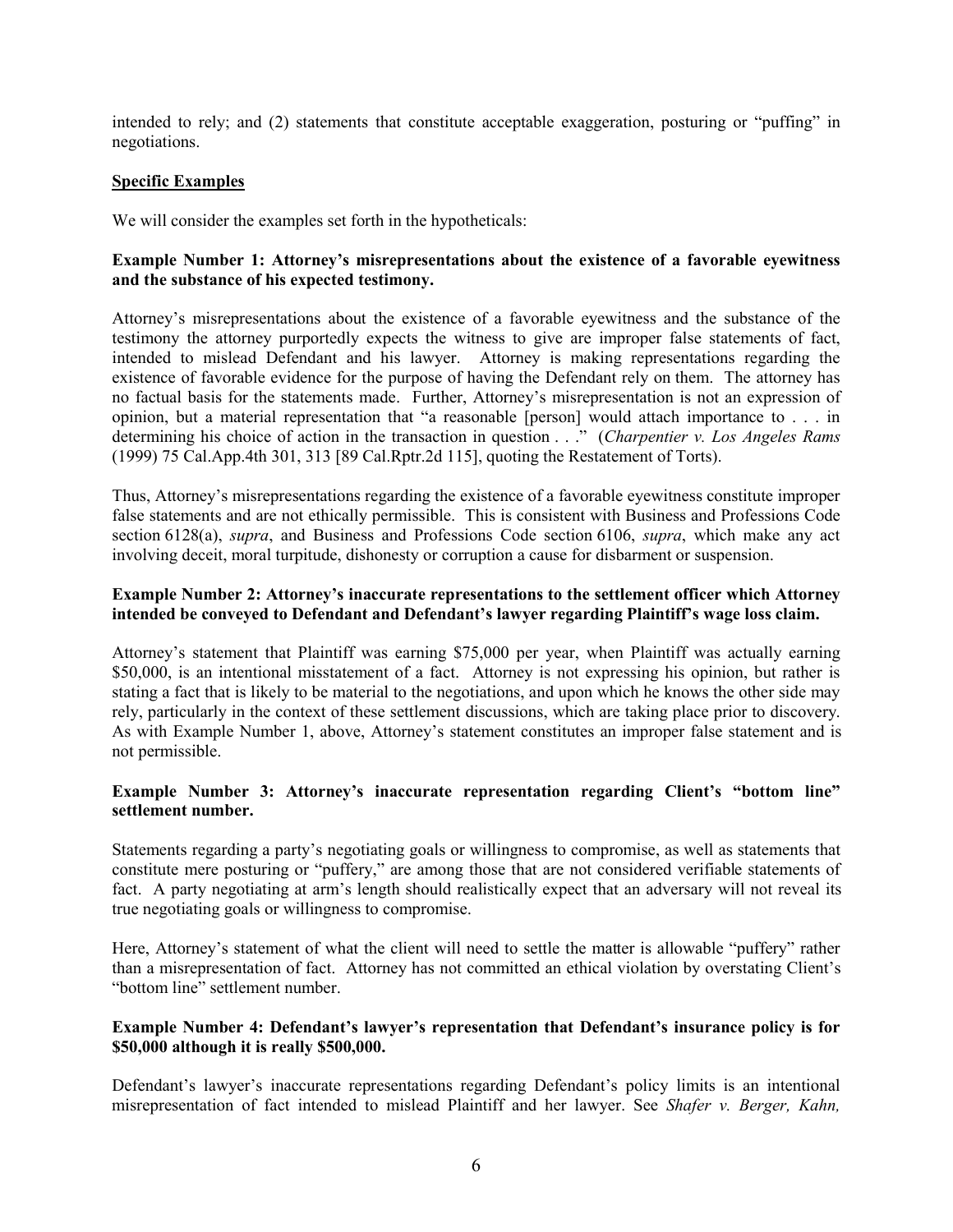intended to rely; and (2) statements that constitute acceptable exaggeration, posturing or "puffing" in negotiations.

## Specific Examples

We will consider the examples set forth in the hypotheticals:

### Example Number 1: Attorney's misrepresentations about the existence of a favorable eyewitness and the substance of his expected testimony.

Attorney's misrepresentations about the existence of a favorable eyewitness and the substance of the testimony the attorney purportedly expects the witness to give are improper false statements of fact, intended to mislead Defendant and his lawyer. Attorney is making representations regarding the existence of favorable evidence for the purpose of having the Defendant rely on them. The attorney has no factual basis for the statements made. Further, Attorney's misrepresentation is not an expression of opinion, but a material representation that "a reasonable [person] would attach importance to . . . in determining his choice of action in the transaction in question . . ." (*Charpentier v. Los Angeles Rams* (1999) 75 Cal.App.4th 301, 313 [89 Cal.Rptr.2d 115], quoting the Restatement of Torts).

Thus, Attorney's misrepresentations regarding the existence of a favorable eyewitness constitute improper false statements and are not ethically permissible. This is consistent with Business and Professions Code section 6128(a), *supra*, and Business and Professions Code section 6106, *supra*, which make any act involving deceit, moral turpitude, dishonesty or corruption a cause for disbarment or suspension.

### Example Number 2: Attorney's inaccurate representations to the settlement officer which Attorney intended be conveyed to Defendant and Defendant's lawyer regarding Plaintiff's wage loss claim.

Attorney's statement that Plaintiff was earning $75,000 per year, when Plaintiff was actually earning $50,000, is an intentional misstatement of a fact. Attorney is not expressing his opinion, but rather is stating a fact that is likely to be material to the negotiations, and upon which he knows the other side may rely, particularly in the context of these settlement discussions, which are taking place prior to discovery. As with Example Number 1, above, Attorney's statement constitutes an improper false statement and is not permissible.

### Example Number 3: Attorney's inaccurate representation regarding Client's "bottom line" settlement number.

Statements regarding a party's negotiating goals or willingness to compromise, as well as statements that constitute mere posturing or "puffery," are among those that are not considered verifiable statements of fact. A party negotiating at arm's length should realistically expect that an adversary will not reveal its true negotiating goals or willingness to compromise.

Here, Attorney's statement of what the client will need to settle the matter is allowable "puffery" rather than a misrepresentation of fact. Attorney has not committed an ethical violation by overstating Client's "bottom line" settlement number.

### Example Number 4: Defendant's lawyer's representation that Defendant's insurance policy is for $50,000 although it is really $500,000.

Defendant's lawyer's inaccurate representations regarding Defendant's policy limits is an intentional misrepresentation of fact intended to mislead Plaintiff and her lawyer. See *Shafer v. Berger, Kahn,*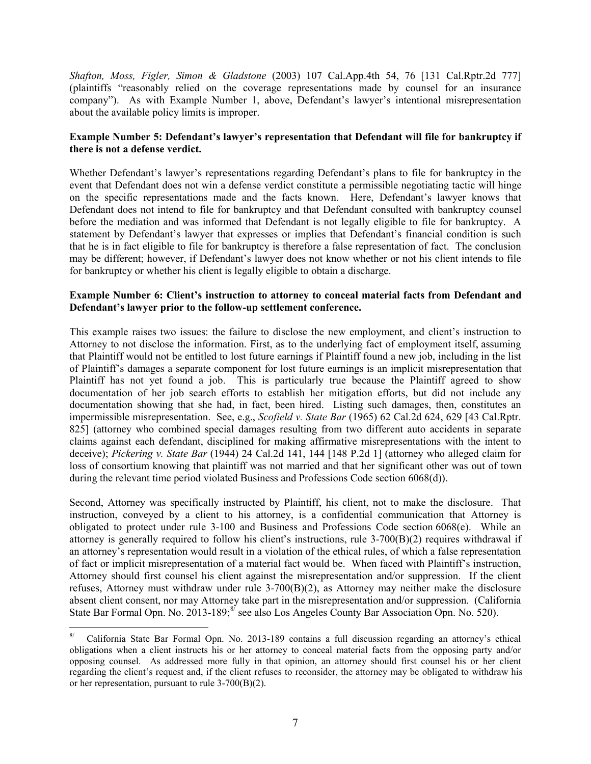*Shafton, Moss, Figler, Simon & Gladstone* (2003) 107 Cal.App.4th 54, 76 [131 Cal.Rptr.2d 777] (plaintiffs "reasonably relied on the coverage representations made by counsel for an insurance company"). As with Example Number 1, above, Defendant's lawyer's intentional misrepresentation about the available policy limits is improper.

**Example Number 5: Defendant's lawyer's representation that Defendant will file for bankruptcy if there is not a defense verdict.**

Whether Defendant's lawyer's representations regarding Defendant's plans to file for bankruptcy in the event that Defendant does not win a defense verdict constitute a permissible negotiating tactic will hinge on the specific representations made and the facts known. Here, Defendant's lawyer knows that Defendant does not intend to file for bankruptcy and that Defendant consulted with bankruptcy counsel before the mediation and was informed that Defendant is not legally eligible to file for bankruptcy. A statement by Defendant's lawyer that expresses or implies that Defendant's financial condition is such that he is in fact eligible to file for bankruptcy is therefore a false representation of fact. The conclusion may be different; however, if Defendant's lawyer does not know whether or not his client intends to file for bankruptcy or whether his client is legally eligible to obtain a discharge.

**Example Number 6: Client's instruction to attorney to conceal material facts from Defendant and Defendant's lawyer prior to the follow-up settlement conference.**

This example raises two issues: the failure to disclose the new employment, and client's instruction to Attorney to not disclose the information. First, as to the underlying fact of employment itself, assuming that Plaintiff would not be entitled to lost future earnings if Plaintiff found a new job, including in the list of Plaintiff's damages a separate component for lost future earnings is an implicit misrepresentation that Plaintiff has not yet found a job. This is particularly true because the Plaintiff agreed to show documentation of her job search efforts to establish her mitigation efforts, but did not include any documentation showing that she had, in fact, been hired. Listing such damages, then, constitutes an impermissible misrepresentation. See, e.g., *Scofield v. State Bar* (1965) 62 Cal.2d 624, 629 [43 Cal.Rptr. 825] (attorney who combined special damages resulting from two different auto accidents in separate claims against each defendant, disciplined for making affirmative misrepresentations with the intent to deceive); *Pickering v. State Bar* (1944) 24 Cal.2d 141, 144 [148 P.2d 1] (attorney who alleged claim for loss of consortium knowing that plaintiff was not married and that her significant other was out of town during the relevant time period violated Business and Professions Code section 6068(d)).

Second, Attorney was specifically instructed by Plaintiff, his client, not to make the disclosure. That instruction, conveyed by a client to his attorney, is a confidential communication that Attorney is obligated to protect under rule 3-100 and Business and Professions Code section 6068(e). While an attorney is generally required to follow his client's instructions, rule 3-700(B)(2) requires withdrawal if an attorney's representation would result in a violation of the ethical rules, of which a false representation of fact or implicit misrepresentation of a material fact would be. When faced with Plaintiff's instruction, Attorney should first counsel his client against the misrepresentation and/or suppression. If the client refuses, Attorney must withdraw under rule 3-700(B)(2), as Attorney may neither make the disclosure absent client consent, nor may Attorney take part in the misrepresentation and/or suppression. (California State Bar Formal Opn. No. 2013-189;[8/] see also Los Angeles County Bar Association Opn. No. 520).

---

[8/] California State Bar Formal Opn. No. 2013-189 contains a full discussion regarding an attorney's ethical obligations when a client instructs his or her attorney to conceal material facts from the opposing party and/or opposing counsel. As addressed more fully in that opinion, an attorney should first counsel his or her client regarding the client's request and, if the client refuses to reconsider, the attorney may be obligated to withdraw his or her representation, pursuant to rule 3-700(B)(2).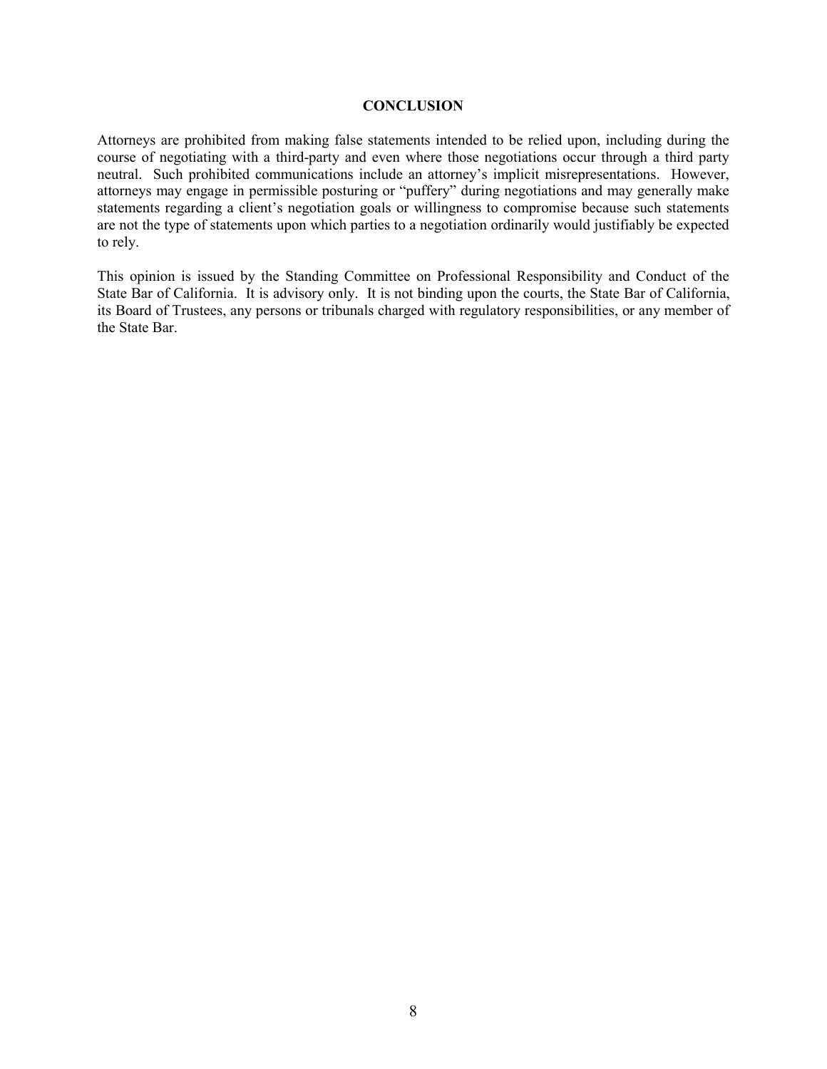## CONCLUSION

Attorneys are prohibited from making false statements intended to be relied upon, including during the course of negotiating with a third-party and even where those negotiations occur through a third party neutral. Such prohibited communications include an attorney's implicit misrepresentations. However, attorneys may engage in permissible posturing or "puffery" during negotiations and may generally make statements regarding a client's negotiation goals or willingness to compromise because such statements are not the type of statements upon which parties to a negotiation ordinarily would justifiably be expected to rely.

This opinion is issued by the Standing Committee on Professional Responsibility and Conduct of the State Bar of California. It is advisory only. It is not binding upon the courts, the State Bar of California, its Board of Trustees, any persons or tribunals charged with regulatory responsibilities, or any member of the State Bar.